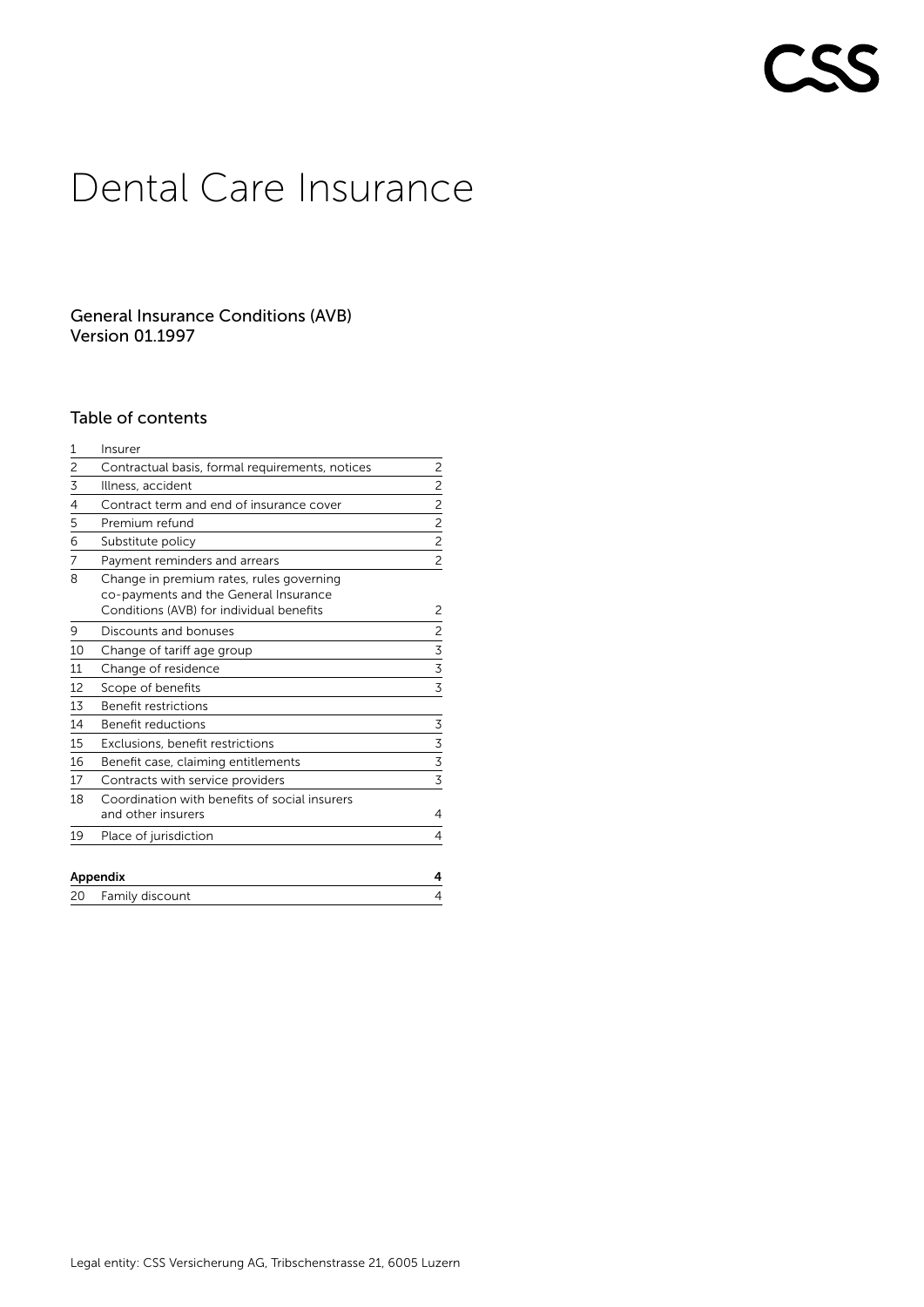CSS

# Dental Care Insurance

General Insurance Conditions (AVB)
Version 01.1997

## Table of contents

| | | |
|---|---|---|
| 1 | Insurer | |
| 2 | Contractual basis, formal requirements, notices | 2 |
| 3 | Illness, accident | 2 |
| 4 | Contract term and end of insurance cover | 2 |
| 5 | Premium refund | 2 |
| 6 | Substitute policy | 2 |
| 7 | Payment reminders and arrears | 2 |
| 8 | Change in premium rates, rules governing co-payments and the General Insurance Conditions (AVB) for individual benefits | 2 |
| 9 | Discounts and bonuses | 2 |
| 10 | Change of tariff age group | 3 |
| 11 | Change of residence | 3 |
| 12 | Scope of benefits | 3 |
| 13 | Benefit restrictions | |
| 14 | Benefit reductions | 3 |
| 15 | Exclusions, benefit restrictions | 3 |
| 16 | Benefit case, claiming entitlements | 3 |
| 17 | Contracts with service providers | 3 |
| 18 | Coordination with benefits of social insurers and other insurers | 4 |
| 19 | Place of jurisdiction | 4 |
| **Appendix** | | **4** |
| 20 | Family discount | 4 |

Legal entity: CSS Versicherung AG, Tribschenstrasse 21, 6005 Luzern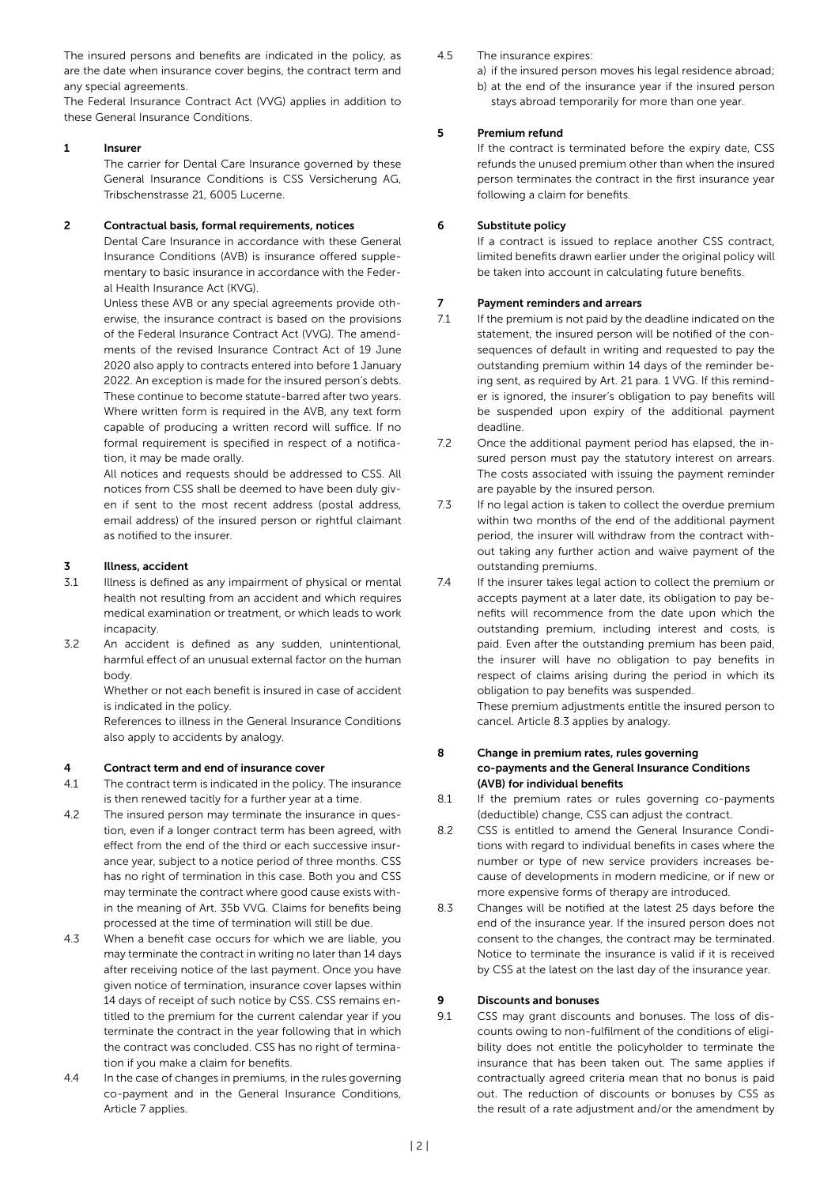The insured persons and benefits are indicated in the policy, as are the date when insurance cover begins, the contract term and any special agreements.

The Federal Insurance Contract Act (VVG) applies in addition to these General Insurance Conditions.

## 1 Insurer

The carrier for Dental Care Insurance governed by these General Insurance Conditions is CSS Versicherung AG, Tribschenstrasse 21, 6005 Lucerne.

## 2 Contractual basis, formal requirements, notices

Dental Care Insurance in accordance with these General Insurance Conditions (AVB) is insurance offered supplementary to basic insurance in accordance with the Federal Health Insurance Act (KVG).

Unless these AVB or any special agreements provide otherwise, the insurance contract is based on the provisions of the Federal Insurance Contract Act (VVG). The amendments of the revised Insurance Contract Act of 19 June 2020 also apply to contracts entered into before 1 January 2022. An exception is made for the insured person's debts. These continue to become statute-barred after two years. Where written form is required in the AVB, any text form capable of producing a written record will suffice. If no formal requirement is specified in respect of a notification, it may be made orally.

All notices and requests should be addressed to CSS. All notices from CSS shall be deemed to have been duly given if sent to the most recent address (postal address, email address) of the insured person or rightful claimant as notified to the insurer.

## 3 Illness, accident

3.1 Illness is defined as any impairment of physical or mental health not resulting from an accident and which requires medical examination or treatment, or which leads to work incapacity.

3.2 An accident is defined as any sudden, unintentional, harmful effect of an unusual external factor on the human body.

Whether or not each benefit is insured in case of accident is indicated in the policy.

References to illness in the General Insurance Conditions also apply to accidents by analogy.

## 4 Contract term and end of insurance cover

4.1 The contract term is indicated in the policy. The insurance is then renewed tacitly for a further year at a time.

4.2 The insured person may terminate the insurance in question, even if a longer contract term has been agreed, with effect from the end of the third or each successive insurance year, subject to a notice period of three months. CSS has no right of termination in this case. Both you and CSS may terminate the contract where good cause exists within the meaning of Art. 35b VVG. Claims for benefits being processed at the time of termination will still be due.

4.3 When a benefit case occurs for which we are liable, you may terminate the contract in writing no later than 14 days after receiving notice of the last payment. Once you have given notice of termination, insurance cover lapses within 14 days of receipt of such notice by CSS. CSS remains entitled to the premium for the current calendar year if you terminate the contract in the year following that in which the contract was concluded. CSS has no right of termination if you make a claim for benefits.

4.4 In the case of changes in premiums, in the rules governing co-payment and in the General Insurance Conditions, Article 7 applies.

4.5 The insurance expires:

a) if the insured person moves his legal residence abroad;
b) at the end of the insurance year if the insured person stays abroad temporarily for more than one year.

## 5 Premium refund

If the contract is terminated before the expiry date, CSS refunds the unused premium other than when the insured person terminates the contract in the first insurance year following a claim for benefits.

## 6 Substitute policy

If a contract is issued to replace another CSS contract, limited benefits drawn earlier under the original policy will be taken into account in calculating future benefits.

## 7 Payment reminders and arrears

7.1 If the premium is not paid by the deadline indicated on the statement, the insured person will be notified of the consequences of default in writing and requested to pay the outstanding premium within 14 days of the reminder being sent, as required by Art. 21 para. 1 VVG. If this reminder is ignored, the insurer's obligation to pay benefits will be suspended upon expiry of the additional payment deadline.

7.2 Once the additional payment period has elapsed, the insured person must pay the statutory interest on arrears. The costs associated with issuing the payment reminder are payable by the insured person.

7.3 If no legal action is taken to collect the overdue premium within two months of the end of the additional payment period, the insurer will withdraw from the contract without taking any further action and waive payment of the outstanding premiums.

7.4 If the insurer takes legal action to collect the premium or accepts payment at a later date, its obligation to pay benefits will recommence from the date upon which the outstanding premium, including interest and costs, is paid. Even after the outstanding premium has been paid, the insurer will have no obligation to pay benefits in respect of claims arising during the period in which its obligation to pay benefits was suspended.

These premium adjustments entitle the insured person to cancel. Article 8.3 applies by analogy.

## 8 Change in premium rates, rules governing co-payments and the General Insurance Conditions (AVB) for individual benefits

8.1 If the premium rates or rules governing co-payments (deductible) change, CSS can adjust the contract.

8.2 CSS is entitled to amend the General Insurance Conditions with regard to individual benefits in cases where the number or type of new service providers increases because of developments in modern medicine, or if new or more expensive forms of therapy are introduced.

8.3 Changes will be notified at the latest 25 days before the end of the insurance year. If the insured person does not consent to the changes, the contract may be terminated. Notice to terminate the insurance is valid if it is received by CSS at the latest on the last day of the insurance year.

## 9 Discounts and bonuses

9.1 CSS may grant discounts and bonuses. The loss of discounts owing to non-fulfilment of the conditions of eligibility does not entitle the policyholder to terminate the insurance that has been taken out. The same applies if contractually agreed criteria mean that no bonus is paid out. The reduction of discounts or bonuses by CSS as the result of a rate adjustment and/or the amendment by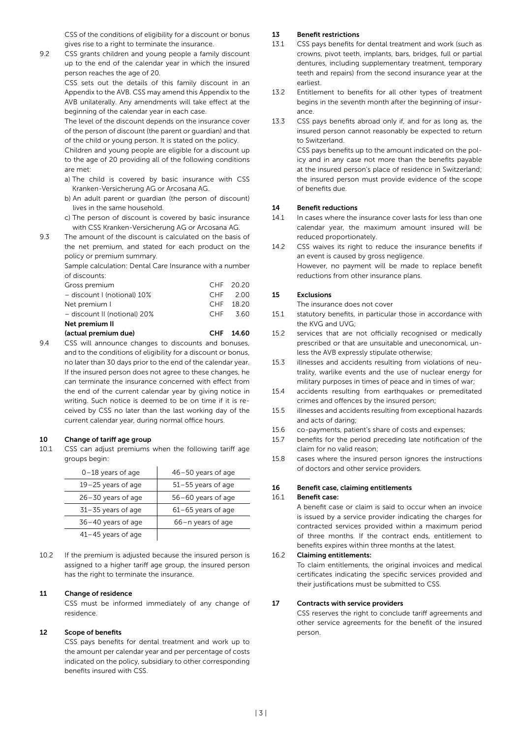CSS of the conditions of eligibility for a discount or bonus gives rise to a right to terminate the insurance.

9.2 CSS grants children and young people a family discount up to the end of the calendar year in which the insured person reaches the age of 20.

CSS sets out the details of this family discount in an Appendix to the AVB. CSS may amend this Appendix to the AVB unilaterally. Any amendments will take effect at the beginning of the calendar year in each case.

The level of the discount depends on the insurance cover of the person of discount (the parent or guardian) and that of the child or young person. It is stated on the policy.

Children and young people are eligible for a discount up to the age of 20 providing all of the following conditions are met:

a) The child is covered by basic insurance with CSS Kranken-Versicherung AG or Arcosana AG.
b) An adult parent or guardian (the person of discount) lives in the same household.
c) The person of discount is covered by basic insurance with CSS Kranken-Versicherung AG or Arcosana AG.

9.3 The amount of the discount is calculated on the basis of the net premium, and stated for each product on the policy or premium summary.

Sample calculation: Dental Care Insurance with a number of discounts:

| | | |
|---|---|---|
| Gross premium | CHF | 20.20 |
| – discount I (notional) 10% | CHF | 2.00 |
| Net premium I | CHF | 18.20 |
| – discount II (notional) 20% | CHF | 3.60 |
| **Net premium II (actual premium due)** | **CHF** | **14.60** |

9.4 CSS will announce changes to discounts and bonuses, and to the conditions of eligibility for a discount or bonus, no later than 30 days prior to the end of the calendar year. If the insured person does not agree to these changes, he can terminate the insurance concerned with effect from the end of the current calendar year by giving notice in writing. Such notice is deemed to be on time if it is received by CSS no later than the last working day of the current calendar year, during normal office hours.

## 10 Change of tariff age group

10.1 CSS can adjust premiums when the following tariff age groups begin:

| | |
|---|---|
| 0–18 years of age | 46–50 years of age |
| 19–25 years of age | 51–55 years of age |
| 26–30 years of age | 56–60 years of age |
| 31–35 years of age | 61–65 years of age |
| 36–40 years of age | 66–n years of age |
| 41–45 years of age | |

10.2 If the premium is adjusted because the insured person is assigned to a higher tariff age group, the insured person has the right to terminate the insurance.

## 11 Change of residence

CSS must be informed immediately of any change of residence.

## 12 Scope of benefits

CSS pays benefits for dental treatment and work up to the amount per calendar year and per percentage of costs indicated on the policy, subsidiary to other corresponding benefits insured with CSS.

## 13 Benefit restrictions

13.1 CSS pays benefits for dental treatment and work (such as crowns, pivot teeth, implants, bars, bridges, full or partial dentures, including supplementary treatment, temporary teeth and repairs) from the second insurance year at the earliest.

13.2 Entitlement to benefits for all other types of treatment begins in the seventh month after the beginning of insurance.

13.3 CSS pays benefits abroad only if, and for as long as, the insured person cannot reasonably be expected to return to Switzerland.

CSS pays benefits up to the amount indicated on the policy and in any case not more than the benefits payable at the insured person's place of residence in Switzerland; the insured person must provide evidence of the scope of benefits due.

## 14 Benefit reductions

14.1 In cases where the insurance cover lasts for less than one calendar year, the maximum amount insured will be reduced proportionately.

14.2 CSS waives its right to reduce the insurance benefits if an event is caused by gross negligence.

However, no payment will be made to replace benefit reductions from other insurance plans.

## 15 Exclusions

The insurance does not cover

15.1 statutory benefits, in particular those in accordance with the KVG and UVG;

15.2 services that are not officially recognised or medically prescribed or that are unsuitable and uneconomical, unless the AVB expressly stipulate otherwise;

15.3 illnesses and accidents resulting from violations of neutrality, warlike events and the use of nuclear energy for military purposes in times of peace and in times of war;

15.4 accidents resulting from earthquakes or premeditated crimes and offences by the insured person;

15.5 illnesses and accidents resulting from exceptional hazards and acts of daring;

15.6 co-payments, patient's share of costs and expenses;

15.7 benefits for the period preceding late notification of the claim for no valid reason;

15.8 cases where the insured person ignores the instructions of doctors and other service providers.

## 16 Benefit case, claiming entitlements

### 16.1 Benefit case:

A benefit case or claim is said to occur when an invoice is issued by a service provider indicating the charges for contracted services provided within a maximum period of three months. If the contract ends, entitlement to benefits expires within three months at the latest.

### 16.2 Claiming entitlements:

To claim entitlements, the original invoices and medical certificates indicating the specific services provided and their justifications must be submitted to CSS.

## 17 Contracts with service providers

CSS reserves the right to conclude tariff agreements and other service agreements for the benefit of the insured person.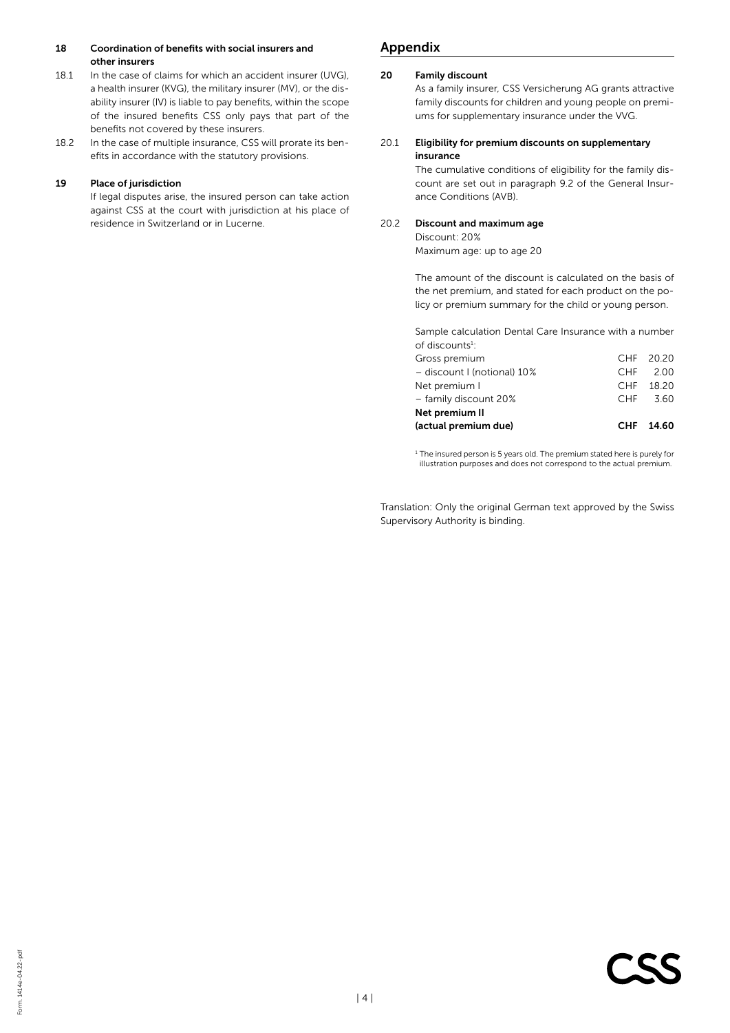### 18 Coordination of benefits with social insurers and other insurers

18.1 In the case of claims for which an accident insurer (UVG), a health insurer (KVG), the military insurer (MV), or the disability insurer (IV) is liable to pay benefits, within the scope of the insured benefits CSS only pays that part of the benefits not covered by these insurers.

18.2 In the case of multiple insurance, CSS will prorate its benefits in accordance with the statutory provisions.

### 19 Place of jurisdiction

If legal disputes arise, the insured person can take action against CSS at the court with jurisdiction at his place of residence in Switzerland or in Lucerne.

## Appendix

### 20 Family discount

As a family insurer, CSS Versicherung AG grants attractive family discounts for children and young people on premiums for supplementary insurance under the VVG.

#### 20.1 Eligibility for premium discounts on supplementary insurance

The cumulative conditions of eligibility for the family discount are set out in paragraph 9.2 of the General Insurance Conditions (AVB).

#### 20.2 Discount and maximum age

Discount: 20%
Maximum age: up to age 20

The amount of the discount is calculated on the basis of the net premium, and stated for each product on the policy or premium summary for the child or young person.

Sample calculation Dental Care Insurance with a number of discounts[1]:

| | | |
|---|---|---|
| Gross premium | CHF | 20.20 |
| – discount I (notional) 10% | CHF | 2.00 |
| Net premium I | CHF | 18.20 |
| – family discount 20% | CHF | 3.60 |
| **Net premium II (actual premium due)** | **CHF** | **14.60** |

[1] The insured person is 5 years old. The premium stated here is purely for illustration purposes and does not correspond to the actual premium.

Translation: Only the original German text approved by the Swiss Supervisory Authority is binding.

Form. 1414e-04.22-pdf